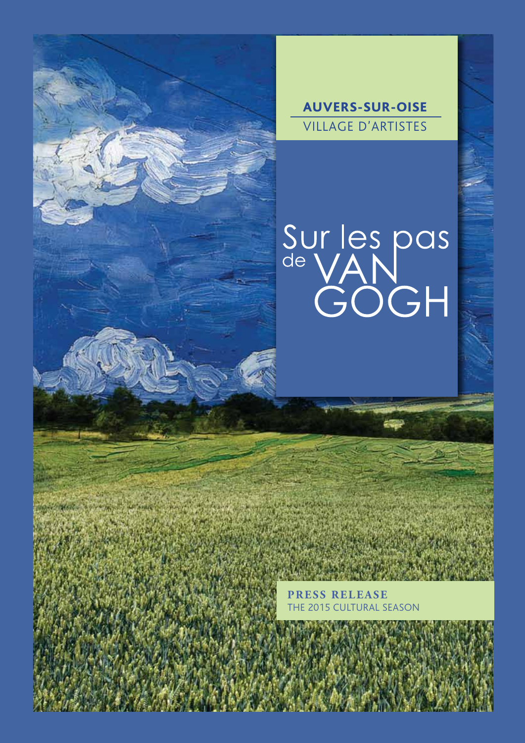**AUVERS-SUR-OISE**

VILLAGE D'ARTISTES

# Sur les pas de VAN GOGH

**PRESS RELEASE**

THE 2015 CULTURAL SEASON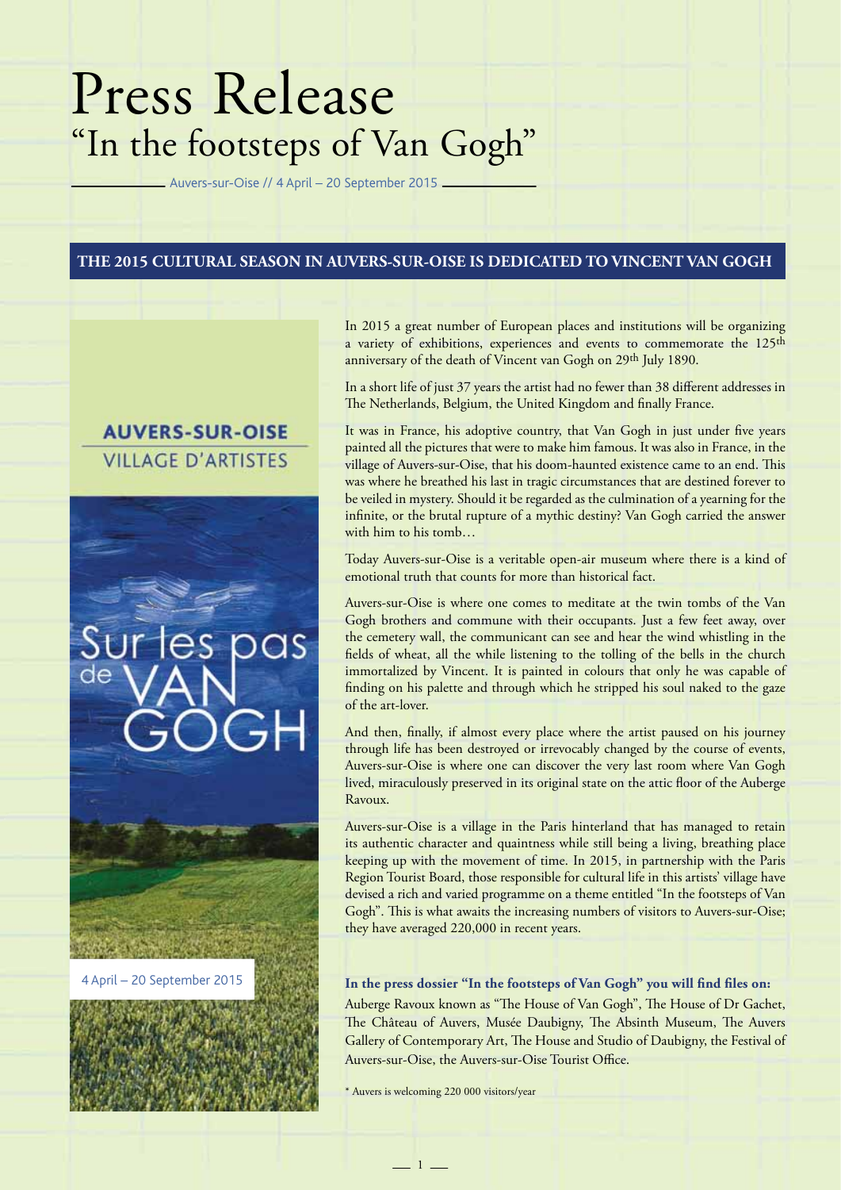# Press Release
## "In the footsteps of Van Gogh"

Auvers-sur-Oise // 4 April – 20 September 2015

**THE 2015 CULTURAL SEASON IN AUVERS-SUR-OISE IS DEDICATED TO VINCENT VAN GOGH**

**AUVERS-SUR-OISE**
VILLAGE D'ARTISTES

Sur les pas de VAN GOGH

4 April – 20 September 2015

In 2015 a great number of European places and institutions will be organizing a variety of exhibitions, experiences and events to commemorate the 125th anniversary of the death of Vincent van Gogh on 29th July 1890.

In a short life of just 37 years the artist had no fewer than 38 different addresses in The Netherlands, Belgium, the United Kingdom and finally France.

It was in France, his adoptive country, that Van Gogh in just under five years painted all the pictures that were to make him famous. It was also in France, in the village of Auvers-sur-Oise, that his doom-haunted existence came to an end. This was where he breathed his last in tragic circumstances that are destined forever to be veiled in mystery. Should it be regarded as the culmination of a yearning for the infinite, or the brutal rupture of a mythic destiny? Van Gogh carried the answer with him to his tomb…

Today Auvers-sur-Oise is a veritable open-air museum where there is a kind of emotional truth that counts for more than historical fact.

Auvers-sur-Oise is where one comes to meditate at the twin tombs of the Van Gogh brothers and commune with their occupants. Just a few feet away, over the cemetery wall, the communicant can see and hear the wind whistling in the fields of wheat, all the while listening to the tolling of the bells in the church immortalized by Vincent. It is painted in colours that only he was capable of finding on his palette and through which he stripped his soul naked to the gaze of the art-lover.

And then, finally, if almost every place where the artist paused on his journey through life has been destroyed or irrevocably changed by the course of events, Auvers-sur-Oise is where one can discover the very last room where Van Gogh lived, miraculously preserved in its original state on the attic floor of the Auberge Ravoux.

Auvers-sur-Oise is a village in the Paris hinterland that has managed to retain its authentic character and quaintness while still being a living, breathing place keeping up with the movement of time. In 2015, in partnership with the Paris Region Tourist Board, those responsible for cultural life in this artists' village have devised a rich and varied programme on a theme entitled "In the footsteps of Van Gogh". This is what awaits the increasing numbers of visitors to Auvers-sur-Oise; they have averaged 220,000 in recent years.

**In the press dossier "In the footsteps of Van Gogh" you will find files on:**

Auberge Ravoux known as "The House of Van Gogh", The House of Dr Gachet, The Château of Auvers, Musée Daubigny, The Absinth Museum, The Auvers Gallery of Contemporary Art, The House and Studio of Daubigny, the Festival of Auvers-sur-Oise, the Auvers-sur-Oise Tourist Office.

\* Auvers is welcoming 220 000 visitors/year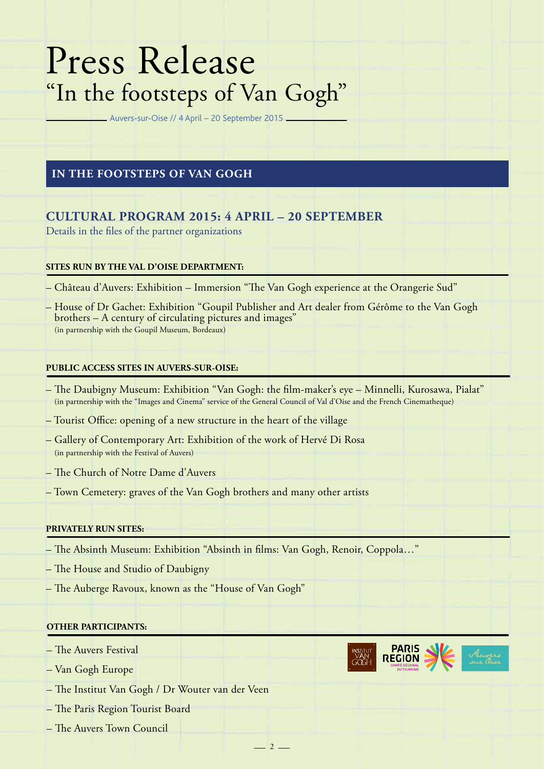# Press Release

## "In the footsteps of Van Gogh"

Auvers-sur-Oise // 4 April – 20 September 2015

## IN THE FOOTSTEPS OF VAN GOGH

### CULTURAL PROGRAM 2015: 4 APRIL – 20 SEPTEMBER

Details in the files of the partner organizations

**SITES RUN BY THE VAL D'OISE DEPARTMENT:**

– Château d'Auvers: Exhibition – Immersion "The Van Gogh experience at the Orangerie Sud"

– House of Dr Gachet: Exhibition "Goupil Publisher and Art dealer from Gérôme to the Van Gogh brothers – A century of circulating pictures and images"
(in partnership with the Goupil Museum, Bordeaux)

**PUBLIC ACCESS SITES IN AUVERS-SUR-OISE:**

– The Daubigny Museum: Exhibition "Van Gogh: the film-maker's eye – Minnelli, Kurosawa, Pialat"
(in partnership with the "Images and Cinema" service of the General Council of Val d'Oise and the French Cinematheque)

– Tourist Office: opening of a new structure in the heart of the village

– Gallery of Contemporary Art: Exhibition of the work of Hervé Di Rosa
(in partnership with the Festival of Auvers)

– The Church of Notre Dame d'Auvers

– Town Cemetery: graves of the Van Gogh brothers and many other artists

**PRIVATELY RUN SITES:**

– The Absinth Museum: Exhibition "Absinth in films: Van Gogh, Renoir, Coppola…"

– The House and Studio of Daubigny

– The Auberge Ravoux, known as the "House of Van Gogh"

**OTHER PARTICIPANTS:**

– The Auvers Festival

– Van Gogh Europe

– The Institut Van Gogh / Dr Wouter van der Veen

– The Paris Region Tourist Board

– The Auvers Town Council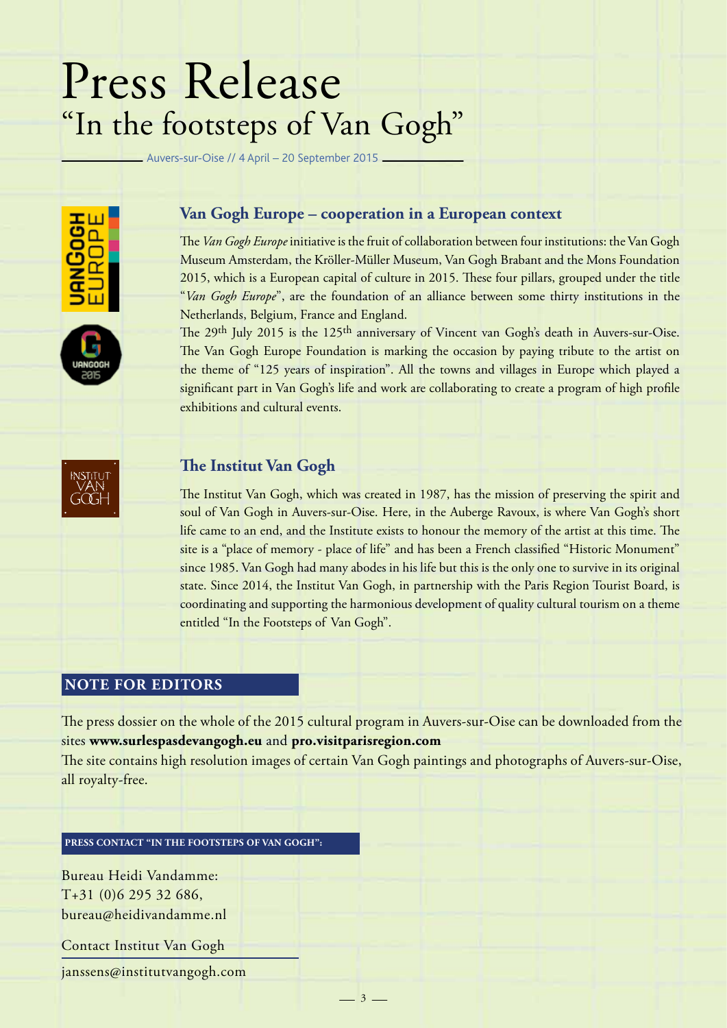# Press Release
## “In the footsteps of Van Gogh”

Auvers-sur-Oise // 4 April – 20 September 2015

### Van Gogh Europe – cooperation in a European context

The *Van Gogh Europe* initiative is the fruit of collaboration between four institutions: the Van Gogh Museum Amsterdam, the Kröller-Müller Museum, Van Gogh Brabant and the Mons Foundation 2015, which is a European capital of culture in 2015. These four pillars, grouped under the title “*Van Gogh Europe*”, are the foundation of an alliance between some thirty institutions in the Netherlands, Belgium, France and England.

The 29th July 2015 is the 125th anniversary of Vincent van Gogh’s death in Auvers-sur-Oise. The Van Gogh Europe Foundation is marking the occasion by paying tribute to the artist on the theme of “125 years of inspiration”. All the towns and villages in Europe which played a significant part in Van Gogh’s life and work are collaborating to create a program of high profile exhibitions and cultural events.

### The Institut Van Gogh

The Institut Van Gogh, which was created in 1987, has the mission of preserving the spirit and soul of Van Gogh in Auvers-sur-Oise. Here, in the Auberge Ravoux, is where Van Gogh’s short life came to an end, and the Institute exists to honour the memory of the artist at this time. The site is a “place of memory - place of life” and has been a French classified “Historic Monument” since 1985. Van Gogh had many abodes in his life but this is the only one to survive in its original state. Since 2014, the Institut Van Gogh, in partnership with the Paris Region Tourist Board, is coordinating and supporting the harmonious development of quality cultural tourism on a theme entitled “In the Footsteps of Van Gogh”.

### NOTE FOR EDITORS

The press dossier on the whole of the 2015 cultural program in Auvers-sur-Oise can be downloaded from the sites **www.surlespasdevangogh.eu** and **pro.visitparisregion.com**

The site contains high resolution images of certain Van Gogh paintings and photographs of Auvers-sur-Oise, all royalty-free.

**PRESS CONTACT “IN THE FOOTSTEPS OF VAN GOGH”:**

Bureau Heidi Vandamme:
T+31 (0)6 295 32 686,
bureau@heidivandamme.nl

Contact Institut Van Gogh

janssens@institutvangogh.com